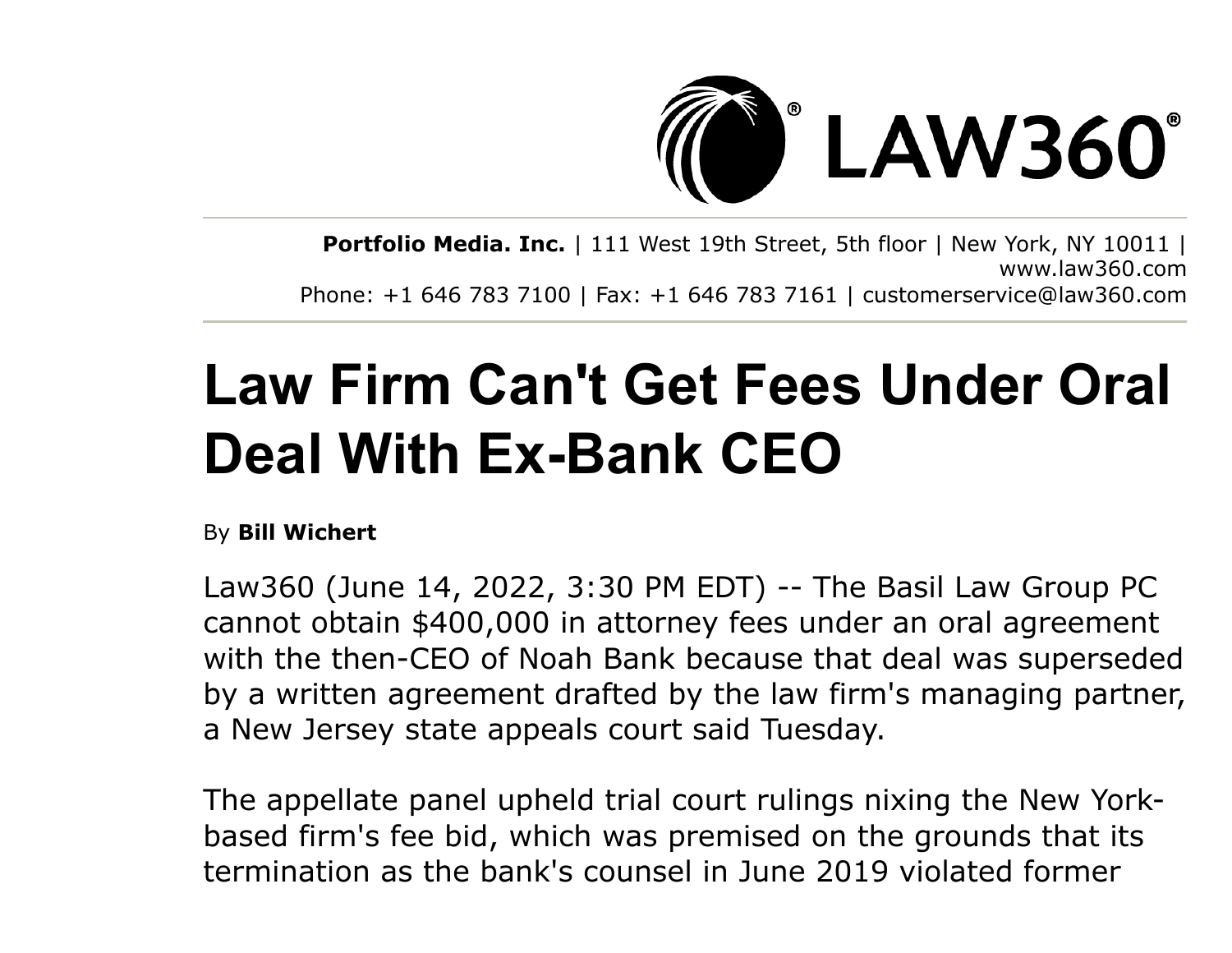Portfolio Media. Inc. | 111 West 19th Street, 5th floor | New York, NY 10011 | www.law360.com
Phone: +1 646 783 7100 | Fax: +1 646 783 7161 | customerservice@law360.com

# Law Firm Can't Get Fees Under Oral Deal With Ex-Bank CEO

By **Bill Wichert**

Law360 (June 14, 2022, 3:30 PM EDT) -- The Basil Law Group PC cannot obtain $400,000 in attorney fees under an oral agreement with the then-CEO of Noah Bank because that deal was superseded by a written agreement drafted by the law firm's managing partner, a New Jersey state appeals court said Tuesday.

The appellate panel upheld trial court rulings nixing the New York-based firm's fee bid, which was premised on the grounds that its termination as the bank's counsel in June 2019 violated former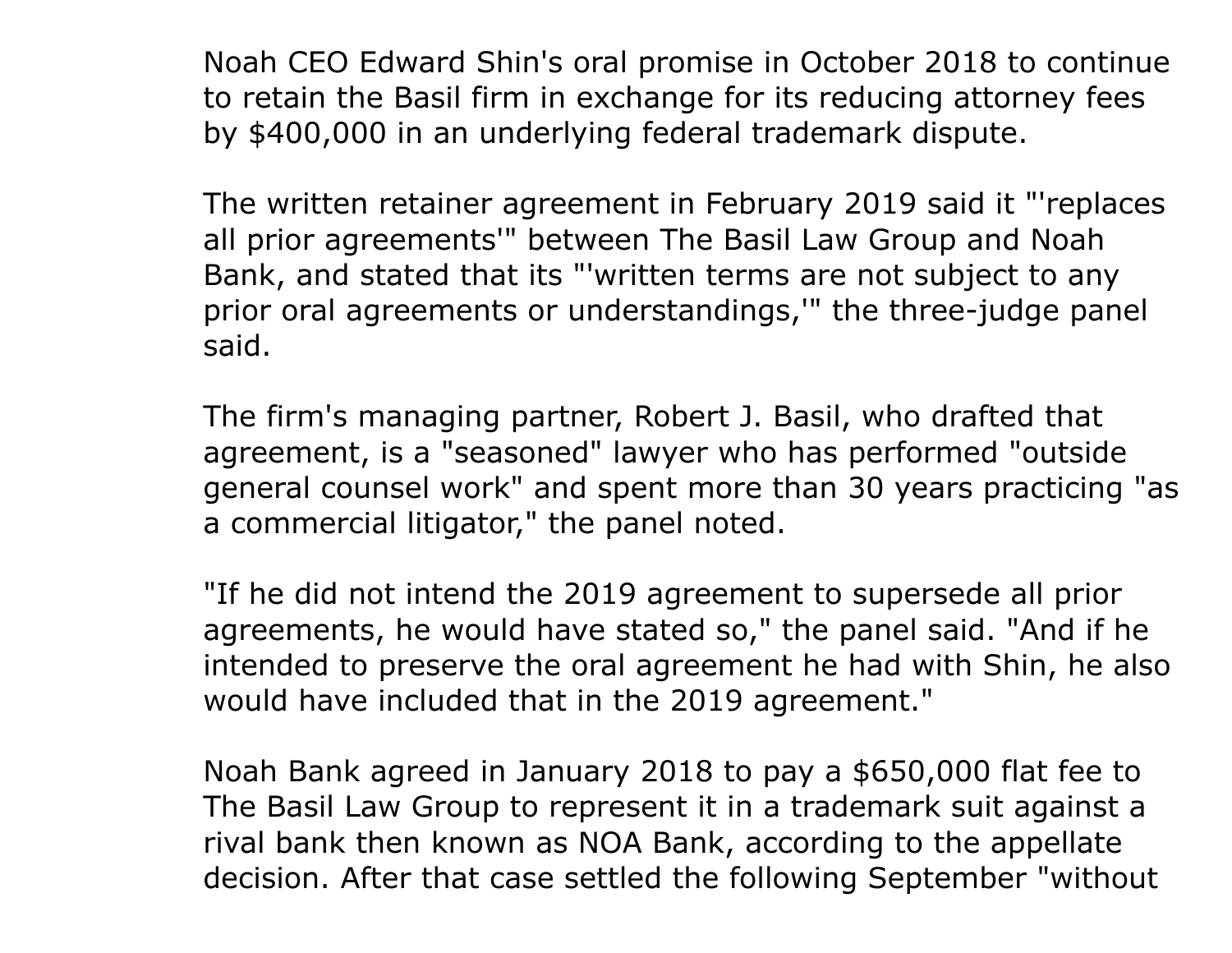Noah CEO Edward Shin's oral promise in October 2018 to continue to retain the Basil firm in exchange for its reducing attorney fees by $400,000 in an underlying federal trademark dispute.

The written retainer agreement in February 2019 said it "'replaces all prior agreements'" between The Basil Law Group and Noah Bank, and stated that its "'written terms are not subject to any prior oral agreements or understandings,'" the three-judge panel said.

The firm's managing partner, Robert J. Basil, who drafted that agreement, is a "seasoned" lawyer who has performed "outside general counsel work" and spent more than 30 years practicing "as a commercial litigator," the panel noted.

"If he did not intend the 2019 agreement to supersede all prior agreements, he would have stated so," the panel said. "And if he intended to preserve the oral agreement he had with Shin, he also would have included that in the 2019 agreement."

Noah Bank agreed in January 2018 to pay a $650,000 flat fee to The Basil Law Group to represent it in a trademark suit against a rival bank then known as NOA Bank, according to the appellate decision. After that case settled the following September "without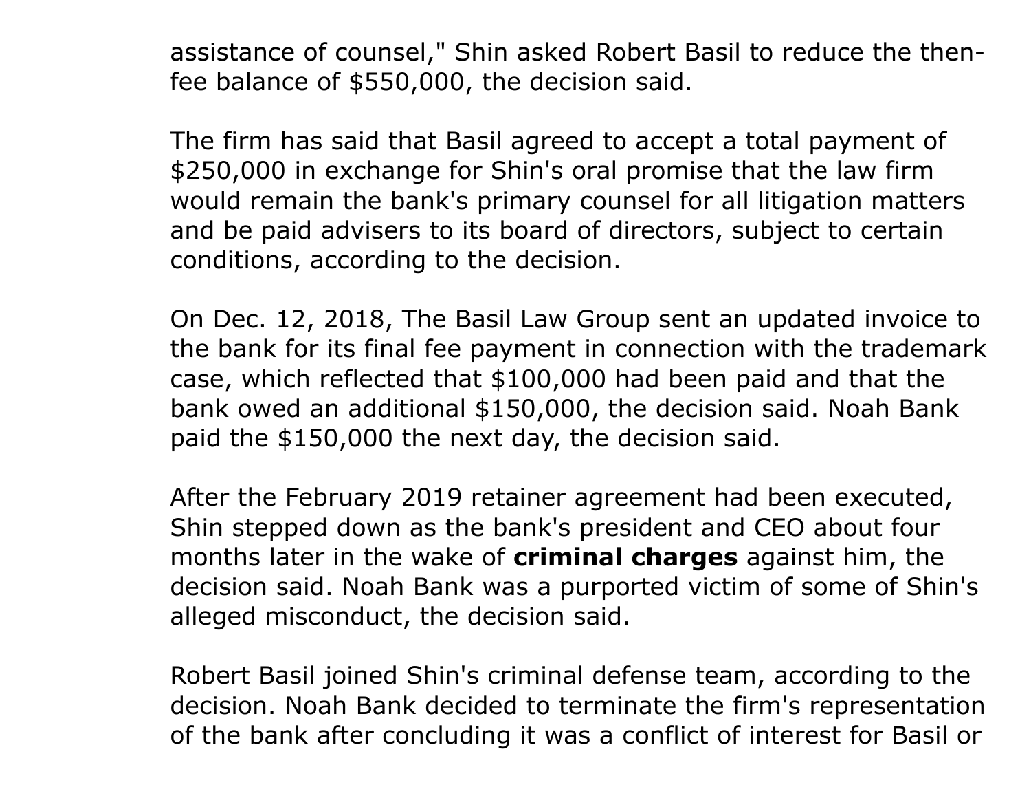assistance of counsel," Shin asked Robert Basil to reduce the then-fee balance of $550,000, the decision said.

The firm has said that Basil agreed to accept a total payment of $250,000 in exchange for Shin's oral promise that the law firm would remain the bank's primary counsel for all litigation matters and be paid advisers to its board of directors, subject to certain conditions, according to the decision.

On Dec. 12, 2018, The Basil Law Group sent an updated invoice to the bank for its final fee payment in connection with the trademark case, which reflected that $100,000 had been paid and that the bank owed an additional $150,000, the decision said. Noah Bank paid the $150,000 the next day, the decision said.

After the February 2019 retainer agreement had been executed, Shin stepped down as the bank's president and CEO about four months later in the wake of **criminal charges** against him, the decision said. Noah Bank was a purported victim of some of Shin's alleged misconduct, the decision said.

Robert Basil joined Shin's criminal defense team, according to the decision. Noah Bank decided to terminate the firm's representation of the bank after concluding it was a conflict of interest for Basil or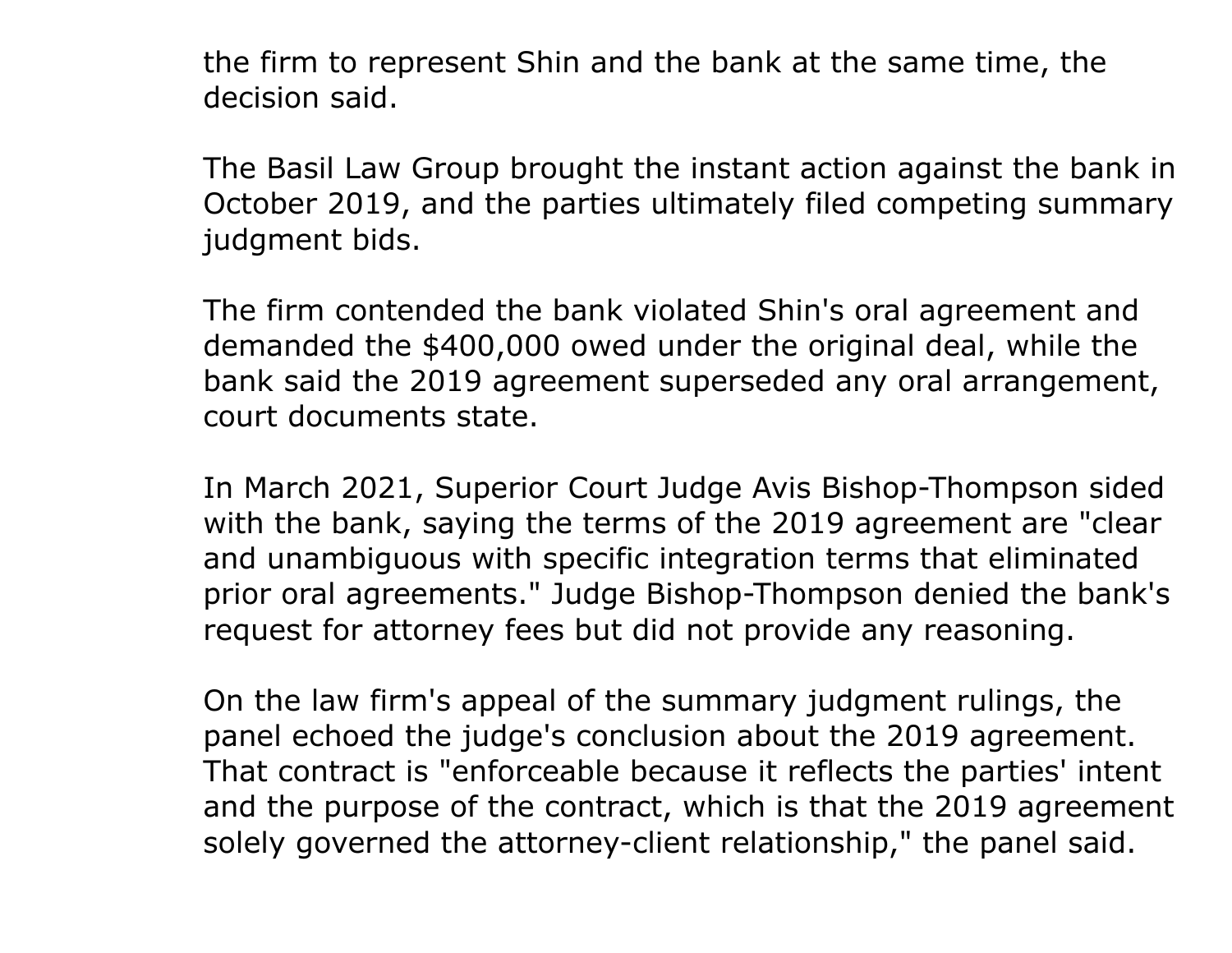the firm to represent Shin and the bank at the same time, the decision said.

The Basil Law Group brought the instant action against the bank in October 2019, and the parties ultimately filed competing summary judgment bids.

The firm contended the bank violated Shin's oral agreement and demanded the $400,000 owed under the original deal, while the bank said the 2019 agreement superseded any oral arrangement, court documents state.

In March 2021, Superior Court Judge Avis Bishop-Thompson sided with the bank, saying the terms of the 2019 agreement are "clear and unambiguous with specific integration terms that eliminated prior oral agreements." Judge Bishop-Thompson denied the bank's request for attorney fees but did not provide any reasoning.

On the law firm's appeal of the summary judgment rulings, the panel echoed the judge's conclusion about the 2019 agreement. That contract is "enforceable because it reflects the parties' intent and the purpose of the contract, which is that the 2019 agreement solely governed the attorney-client relationship," the panel said.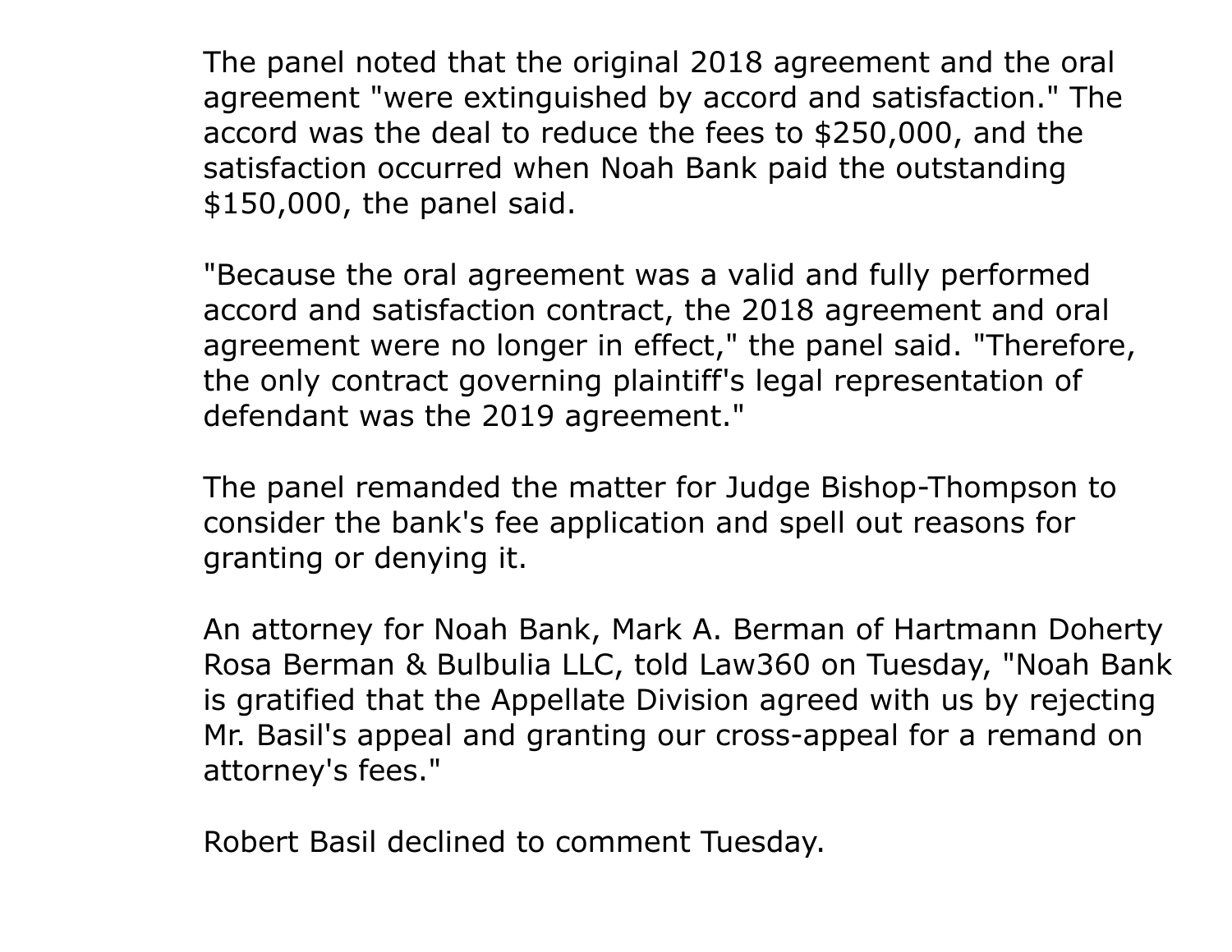The panel noted that the original 2018 agreement and the oral agreement "were extinguished by accord and satisfaction." The accord was the deal to reduce the fees to $250,000, and the satisfaction occurred when Noah Bank paid the outstanding $150,000, the panel said.

"Because the oral agreement was a valid and fully performed accord and satisfaction contract, the 2018 agreement and oral agreement were no longer in effect," the panel said. "Therefore, the only contract governing plaintiff's legal representation of defendant was the 2019 agreement."

The panel remanded the matter for Judge Bishop-Thompson to consider the bank's fee application and spell out reasons for granting or denying it.

An attorney for Noah Bank, Mark A. Berman of Hartmann Doherty Rosa Berman & Bulbulia LLC, told Law360 on Tuesday, "Noah Bank is gratified that the Appellate Division agreed with us by rejecting Mr. Basil's appeal and granting our cross-appeal for a remand on attorney's fees."

Robert Basil declined to comment Tuesday.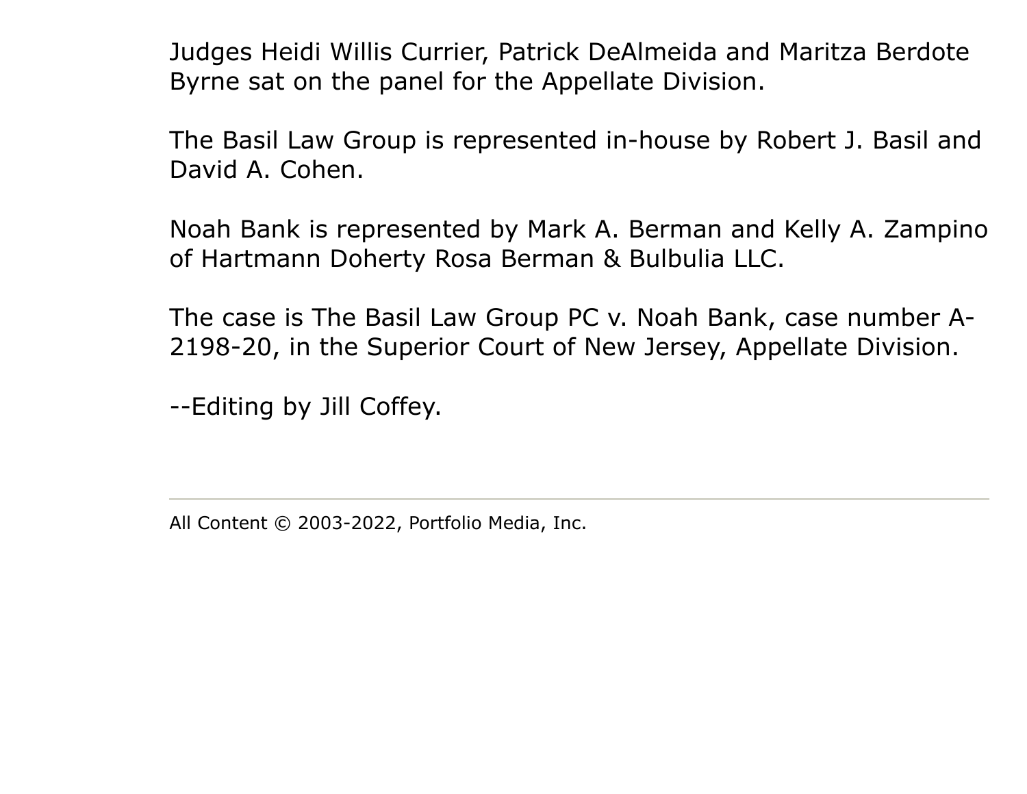Judges Heidi Willis Currier, Patrick DeAlmeida and Maritza Berdote Byrne sat on the panel for the Appellate Division.

The Basil Law Group is represented in-house by Robert J. Basil and David A. Cohen.

Noah Bank is represented by Mark A. Berman and Kelly A. Zampino of Hartmann Doherty Rosa Berman & Bulbulia LLC.

The case is The Basil Law Group PC v. Noah Bank, case number A-2198-20, in the Superior Court of New Jersey, Appellate Division.

--Editing by Jill Coffey.

---

All Content © 2003-2022, Portfolio Media, Inc.